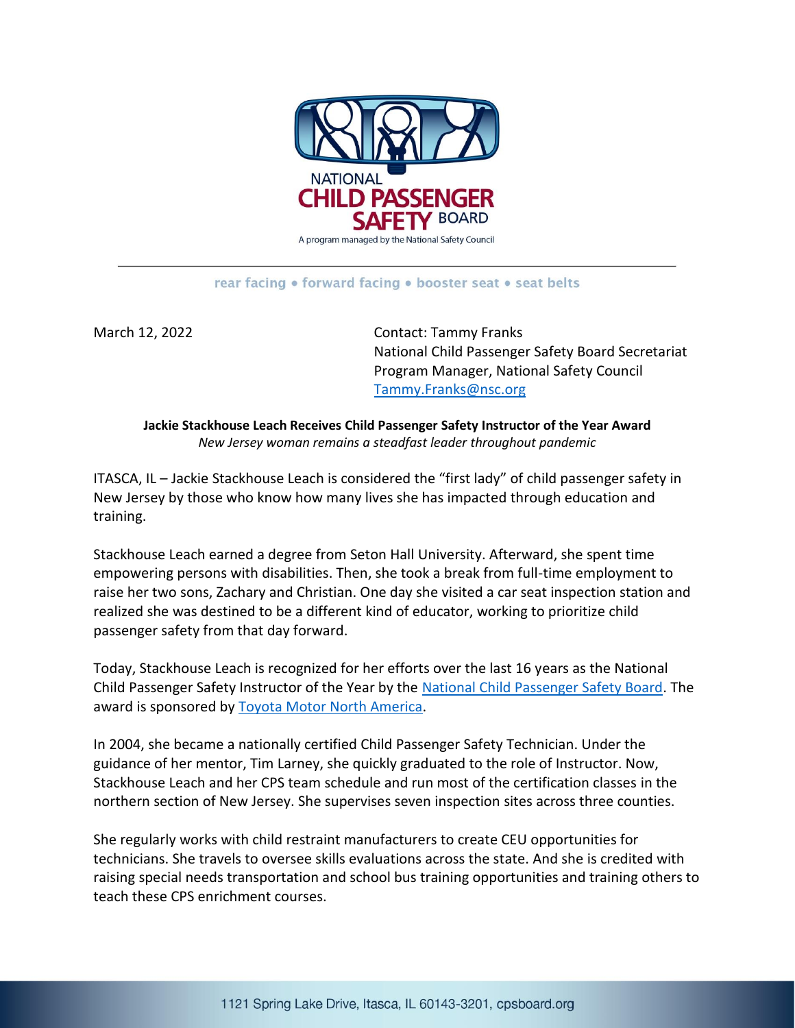NATIONAL CHILD PASSENGER SAFETY BOARD

A program managed by the National Safety Council

rear facing • forward facing • booster seat • seat belts

March 12, 2022

Contact: Tammy Franks
National Child Passenger Safety Board Secretariat
Program Manager, National Safety Council
[Tammy.Franks@nsc.org](mailto:Tammy.Franks@nsc.org)

**Jackie Stackhouse Leach Receives Child Passenger Safety Instructor of the Year Award**

*New Jersey woman remains a steadfast leader throughout pandemic*

ITASCA, IL – Jackie Stackhouse Leach is considered the "first lady" of child passenger safety in New Jersey by those who know how many lives she has impacted through education and training.

Stackhouse Leach earned a degree from Seton Hall University. Afterward, she spent time empowering persons with disabilities. Then, she took a break from full-time employment to raise her two sons, Zachary and Christian. One day she visited a car seat inspection station and realized she was destined to be a different kind of educator, working to prioritize child passenger safety from that day forward.

Today, Stackhouse Leach is recognized for her efforts over the last 16 years as the National Child Passenger Safety Instructor of the Year by the National Child Passenger Safety Board. The award is sponsored by Toyota Motor North America.

In 2004, she became a nationally certified Child Passenger Safety Technician. Under the guidance of her mentor, Tim Larney, she quickly graduated to the role of Instructor. Now, Stackhouse Leach and her CPS team schedule and run most of the certification classes in the northern section of New Jersey. She supervises seven inspection sites across three counties.

She regularly works with child restraint manufacturers to create CEU opportunities for technicians. She travels to oversee skills evaluations across the state. And she is credited with raising special needs transportation and school bus training opportunities and training others to teach these CPS enrichment courses.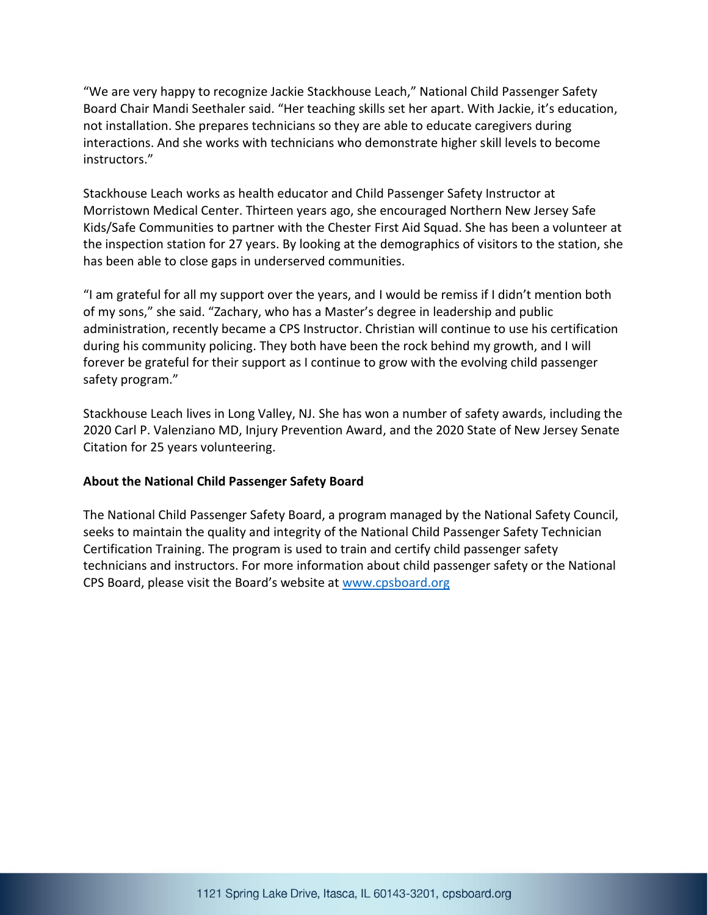"We are very happy to recognize Jackie Stackhouse Leach," National Child Passenger Safety Board Chair Mandi Seethaler said. "Her teaching skills set her apart. With Jackie, it's education, not installation. She prepares technicians so they are able to educate caregivers during interactions. And she works with technicians who demonstrate higher skill levels to become instructors."

Stackhouse Leach works as health educator and Child Passenger Safety Instructor at Morristown Medical Center. Thirteen years ago, she encouraged Northern New Jersey Safe Kids/Safe Communities to partner with the Chester First Aid Squad. She has been a volunteer at the inspection station for 27 years. By looking at the demographics of visitors to the station, she has been able to close gaps in underserved communities.

"I am grateful for all my support over the years, and I would be remiss if I didn't mention both of my sons," she said. "Zachary, who has a Master's degree in leadership and public administration, recently became a CPS Instructor. Christian will continue to use his certification during his community policing. They both have been the rock behind my growth, and I will forever be grateful for their support as I continue to grow with the evolving child passenger safety program."

Stackhouse Leach lives in Long Valley, NJ. She has won a number of safety awards, including the 2020 Carl P. Valenziano MD, Injury Prevention Award, and the 2020 State of New Jersey Senate Citation for 25 years volunteering.

**About the National Child Passenger Safety Board**

The National Child Passenger Safety Board, a program managed by the National Safety Council, seeks to maintain the quality and integrity of the National Child Passenger Safety Technician Certification Training. The program is used to train and certify child passenger safety technicians and instructors. For more information about child passenger safety or the National CPS Board, please visit the Board's website at [www.cpsboard.org](http://www.cpsboard.org)